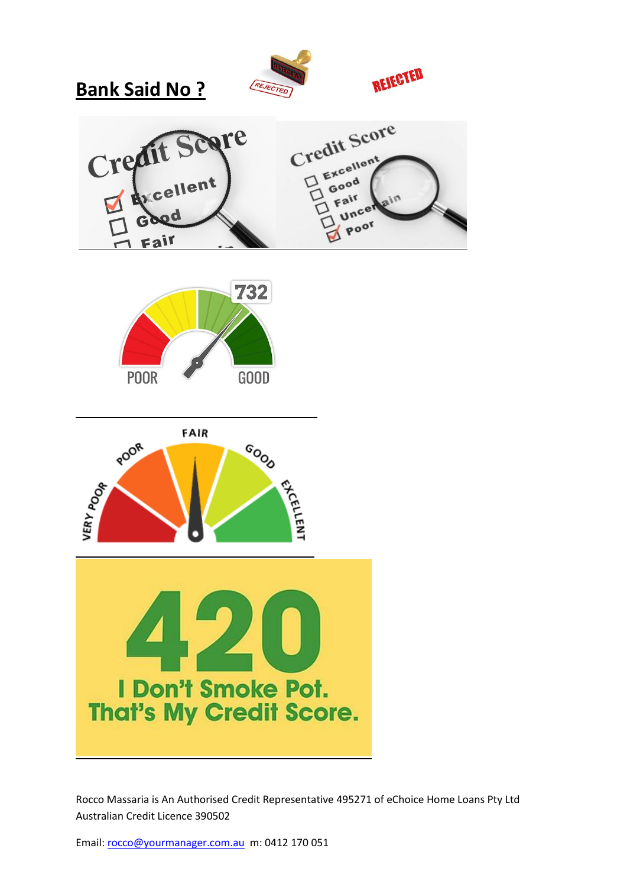## Bank Said No ?

Rocco Massaria is An Authorised Credit Representative 495271 of eChoice Home Loans Pty Ltd Australian Credit Licence 390502

Email: rocco@yourmanager.com.au m: 0412 170 051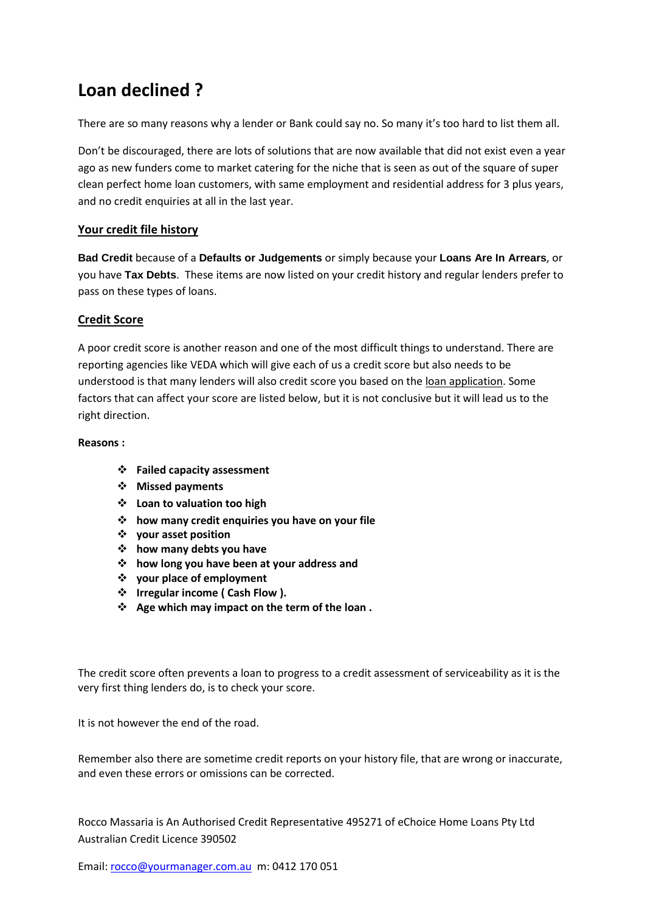# Loan declined ?

There are so many reasons why a lender or Bank could say no. So many it's too hard to list them all.

Don't be discouraged, there are lots of solutions that are now available that did not exist even a year ago as new funders come to market catering for the niche that is seen as out of the square of super clean perfect home loan customers, with same employment and residential address for 3 plus years, and no credit enquiries at all in the last year.

## Your credit file history

**Bad Credit** because of a **Defaults or Judgements** or simply because your **Loans Are In Arrears**, or you have **Tax Debts**. These items are now listed on your credit history and regular lenders prefer to pass on these types of loans.

## Credit Score

A poor credit score is another reason and one of the most difficult things to understand. There are reporting agencies like VEDA which will give each of us a credit score but also needs to be understood is that many lenders will also credit score you based on the loan application. Some factors that can affect your score are listed below, but it is not conclusive but it will lead us to the right direction.

**Reasons :**

- **Failed capacity assessment**
- **Missed payments**
- **Loan to valuation too high**
- **how many credit enquiries you have on your file**
- **your asset position**
- **how many debts you have**
- **how long you have been at your address and**
- **your place of employment**
- **Irregular income ( Cash Flow ).**
- **Age which may impact on the term of the loan .**

The credit score often prevents a loan to progress to a credit assessment of serviceability as it is the very first thing lenders do, is to check your score.

It is not however the end of the road.

Remember also there are sometime credit reports on your history file, that are wrong or inaccurate, and even these errors or omissions can be corrected.

Rocco Massaria is An Authorised Credit Representative 495271 of eChoice Home Loans Pty Ltd Australian Credit Licence 390502

Email: rocco@yourmanager.com.au m: 0412 170 051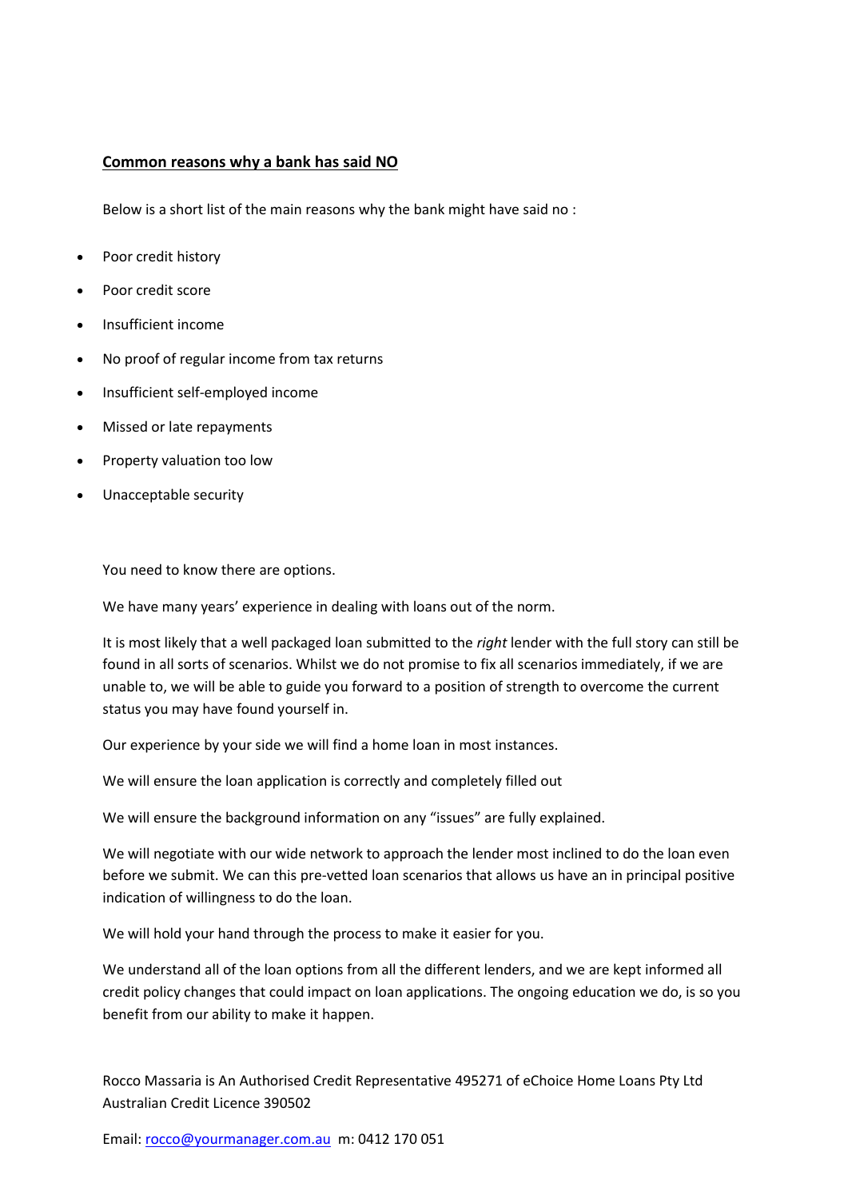## **Common reasons why a bank has said NO**

Below is a short list of the main reasons why the bank might have said no :

- Poor credit history
- Poor credit score
- Insufficient income
- No proof of regular income from tax returns
- Insufficient self-employed income
- Missed or late repayments
- Property valuation too low
- Unacceptable security

You need to know there are options.

We have many years' experience in dealing with loans out of the norm.

It is most likely that a well packaged loan submitted to the *right* lender with the full story can still be found in all sorts of scenarios. Whilst we do not promise to fix all scenarios immediately, if we are unable to, we will be able to guide you forward to a position of strength to overcome the current status you may have found yourself in.

Our experience by your side we will find a home loan in most instances.

We will ensure the loan application is correctly and completely filled out

We will ensure the background information on any "issues" are fully explained.

We will negotiate with our wide network to approach the lender most inclined to do the loan even before we submit. We can this pre-vetted loan scenarios that allows us have an in principal positive indication of willingness to do the loan.

We will hold your hand through the process to make it easier for you.

We understand all of the loan options from all the different lenders, and we are kept informed all credit policy changes that could impact on loan applications. The ongoing education we do, is so you benefit from our ability to make it happen.

Rocco Massaria is An Authorised Credit Representative 495271 of eChoice Home Loans Pty Ltd Australian Credit Licence 390502

Email: [rocco@yourmanager.com.au](mailto:rocco@yourmanager.com.au) m: 0412 170 051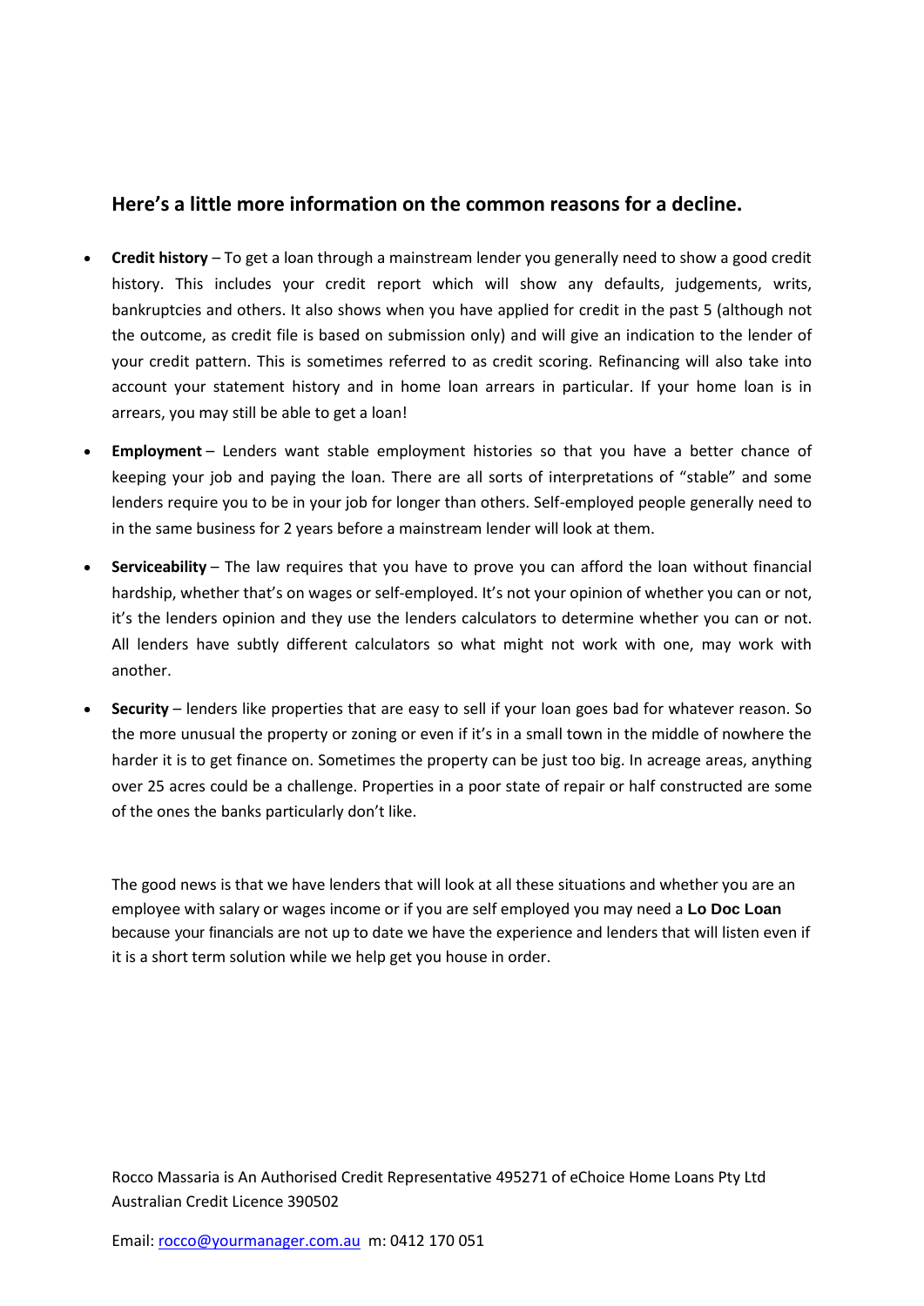## Here's a little more information on the common reasons for a decline.

- **Credit history** – To get a loan through a mainstream lender you generally need to show a good credit history. This includes your credit report which will show any defaults, judgements, writs, bankruptcies and others. It also shows when you have applied for credit in the past 5 (although not the outcome, as credit file is based on submission only) and will give an indication to the lender of your credit pattern. This is sometimes referred to as credit scoring. Refinancing will also take into account your statement history and in home loan arrears in particular. If your home loan is in arrears, you may still be able to get a loan!
- **Employment** – Lenders want stable employment histories so that you have a better chance of keeping your job and paying the loan. There are all sorts of interpretations of "stable" and some lenders require you to be in your job for longer than others. Self-employed people generally need to in the same business for 2 years before a mainstream lender will look at them.
- **Serviceability** – The law requires that you have to prove you can afford the loan without financial hardship, whether that's on wages or self-employed. It's not your opinion of whether you can or not, it's the lenders opinion and they use the lenders calculators to determine whether you can or not. All lenders have subtly different calculators so what might not work with one, may work with another.
- **Security** – lenders like properties that are easy to sell if your loan goes bad for whatever reason. So the more unusual the property or zoning or even if it's in a small town in the middle of nowhere the harder it is to get finance on. Sometimes the property can be just too big. In acreage areas, anything over 25 acres could be a challenge. Properties in a poor state of repair or half constructed are some of the ones the banks particularly don't like.

The good news is that we have lenders that will look at all these situations and whether you are an employee with salary or wages income or if you are self employed you may need a **Lo Doc Loan** because your financials are not up to date we have the experience and lenders that will listen even if it is a short term solution while we help get you house in order.

Rocco Massaria is An Authorised Credit Representative 495271 of eChoice Home Loans Pty Ltd Australian Credit Licence 390502

Email: rocco@yourmanager.com.au m: 0412 170 051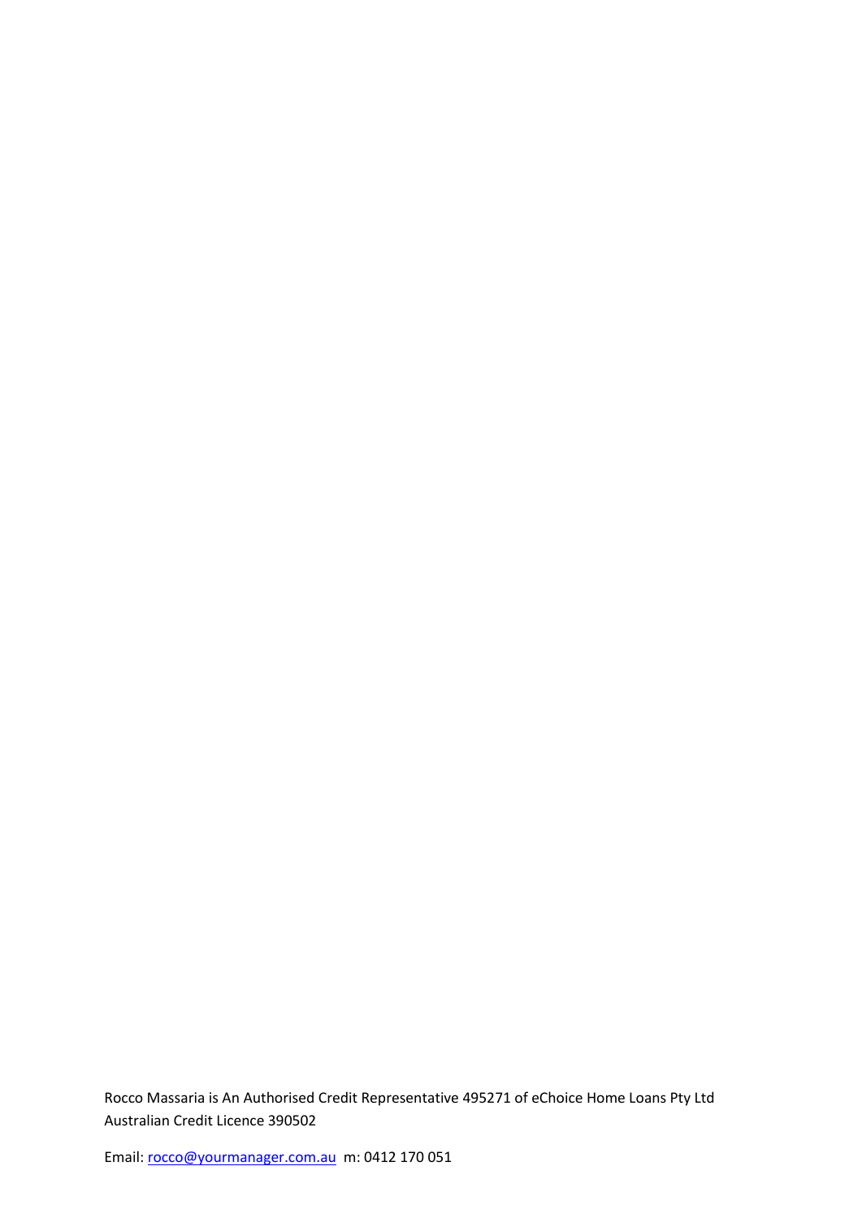Rocco Massaria is An Authorised Credit Representative 495271 of eChoice Home Loans Pty Ltd Australian Credit Licence 390502

Email: rocco@yourmanager.com.au m: 0412 170 051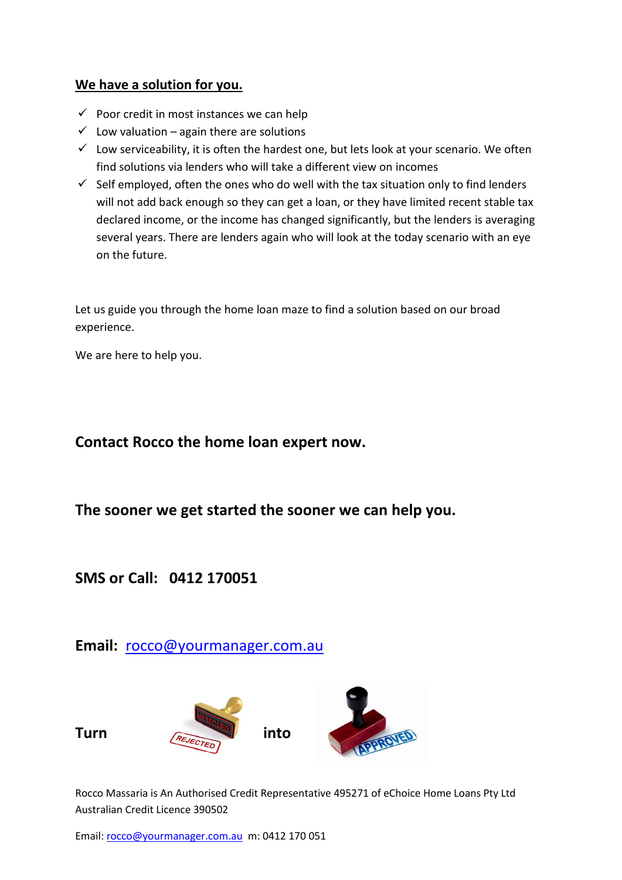## We have a solution for you.

- ✓ Poor credit in most instances we can help
- ✓ Low valuation – again there are solutions
- ✓ Low serviceability, it is often the hardest one, but lets look at your scenario. We often find solutions via lenders who will take a different view on incomes
- ✓ Self employed, often the ones who do well with the tax situation only to find lenders will not add back enough so they can get a loan, or they have limited recent stable tax declared income, or the income has changed significantly, but the lenders is averaging several years. There are lenders again who will look at the today scenario with an eye on the future.

Let us guide you through the home loan maze to find a solution based on our broad experience.

We are here to help you.

**Contact Rocco the home loan expert now.**

**The sooner we get started the sooner we can help you.**

**SMS or Call: 0412 170051**

**Email: rocco@yourmanager.com.au**

**Turn** **into**

Rocco Massaria is An Authorised Credit Representative 495271 of eChoice Home Loans Pty Ltd Australian Credit Licence 390502

Email: rocco@yourmanager.com.au m: 0412 170 051